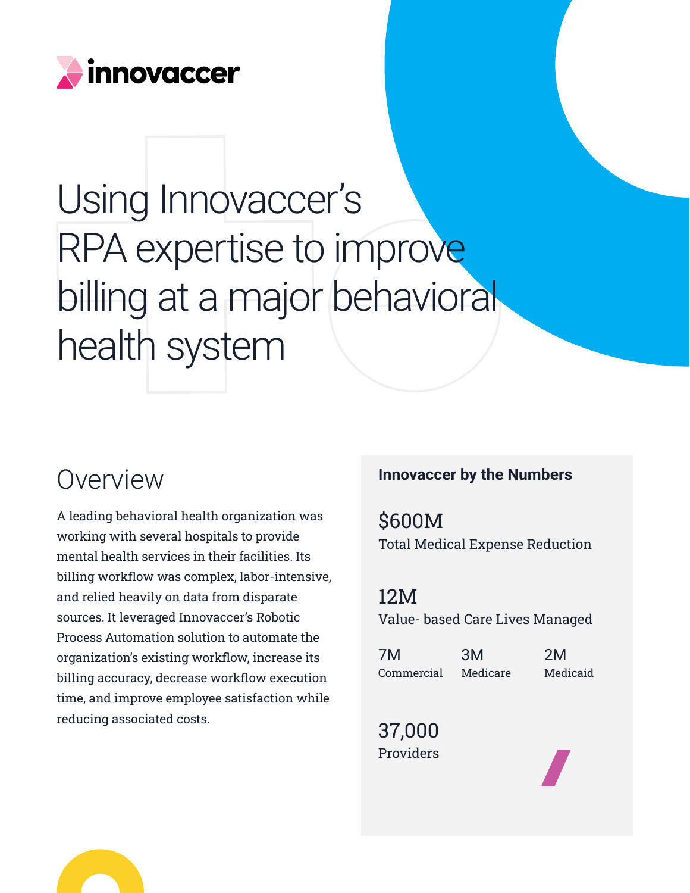innovaccer

# Using Innovaccer's RPA expertise to improve billing at a major behavioral health system

## Overview

A leading behavioral health organization was working with several hospitals to provide mental health services in their facilities. Its billing workflow was complex, labor-intensive, and relied heavily on data from disparate sources. It leveraged Innovaccer's Robotic Process Automation solution to automate the organization's existing workflow, increase its billing accuracy, decrease workflow execution time, and improve employee satisfaction while reducing associated costs.

### Innovaccer by the Numbers

**$600M**
Total Medical Expense Reduction

**12M**
Value- based Care Lives Managed

| 7M | 3M | 2M |
| --- | --- | --- |
| Commercial | Medicare | Medicaid |

**37,000**
Providers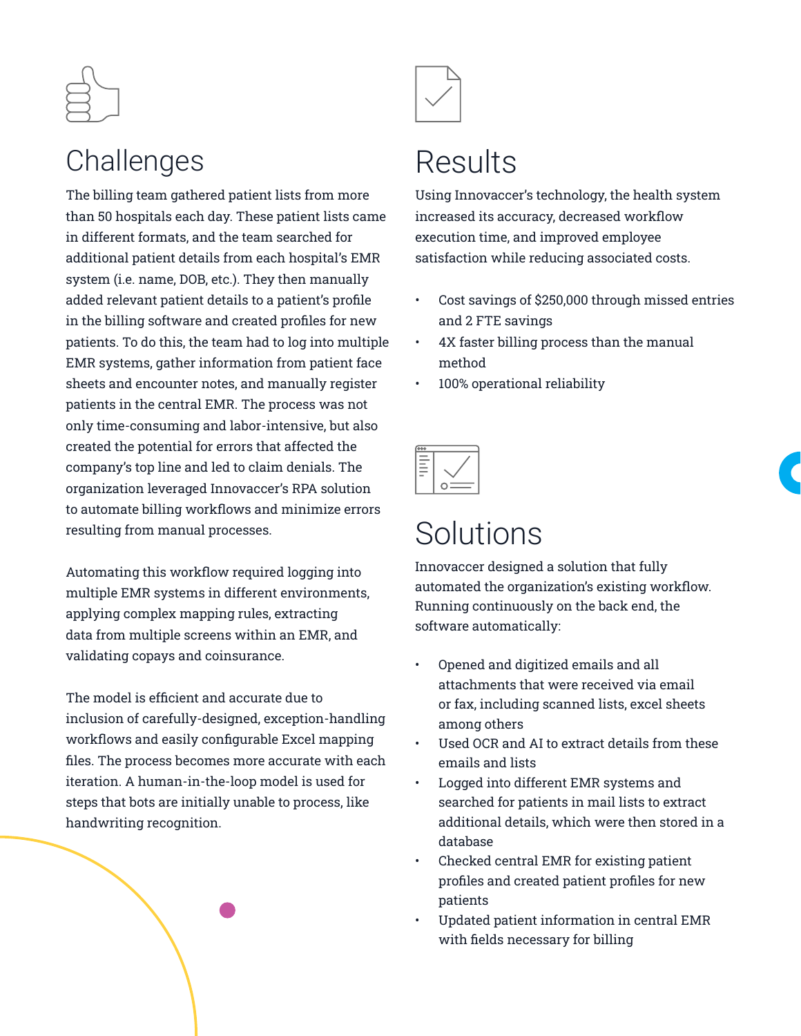## Challenges

The billing team gathered patient lists from more than 50 hospitals each day. These patient lists came in different formats, and the team searched for additional patient details from each hospital's EMR system (i.e. name, DOB, etc.). They then manually added relevant patient details to a patient's profile in the billing software and created profiles for new patients. To do this, the team had to log into multiple EMR systems, gather information from patient face sheets and encounter notes, and manually register patients in the central EMR. The process was not only time-consuming and labor-intensive, but also created the potential for errors that affected the company's top line and led to claim denials. The organization leveraged Innovaccer's RPA solution to automate billing workflows and minimize errors resulting from manual processes.

Automating this workflow required logging into multiple EMR systems in different environments, applying complex mapping rules, extracting data from multiple screens within an EMR, and validating copays and coinsurance.

The model is efficient and accurate due to inclusion of carefully-designed, exception-handling workflows and easily configurable Excel mapping files. The process becomes more accurate with each iteration. A human-in-the-loop model is used for steps that bots are initially unable to process, like handwriting recognition.

## Results

Using Innovaccer's technology, the health system increased its accuracy, decreased workflow execution time, and improved employee satisfaction while reducing associated costs.

- Cost savings of $250,000 through missed entries and 2 FTE savings
- 4X faster billing process than the manual method
- 100% operational reliability

## Solutions

Innovaccer designed a solution that fully automated the organization's existing workflow. Running continuously on the back end, the software automatically:

- Opened and digitized emails and all attachments that were received via email or fax, including scanned lists, excel sheets among others
- Used OCR and AI to extract details from these emails and lists
- Logged into different EMR systems and searched for patients in mail lists to extract additional details, which were then stored in a database
- Checked central EMR for existing patient profiles and created patient profiles for new patients
- Updated patient information in central EMR with fields necessary for billing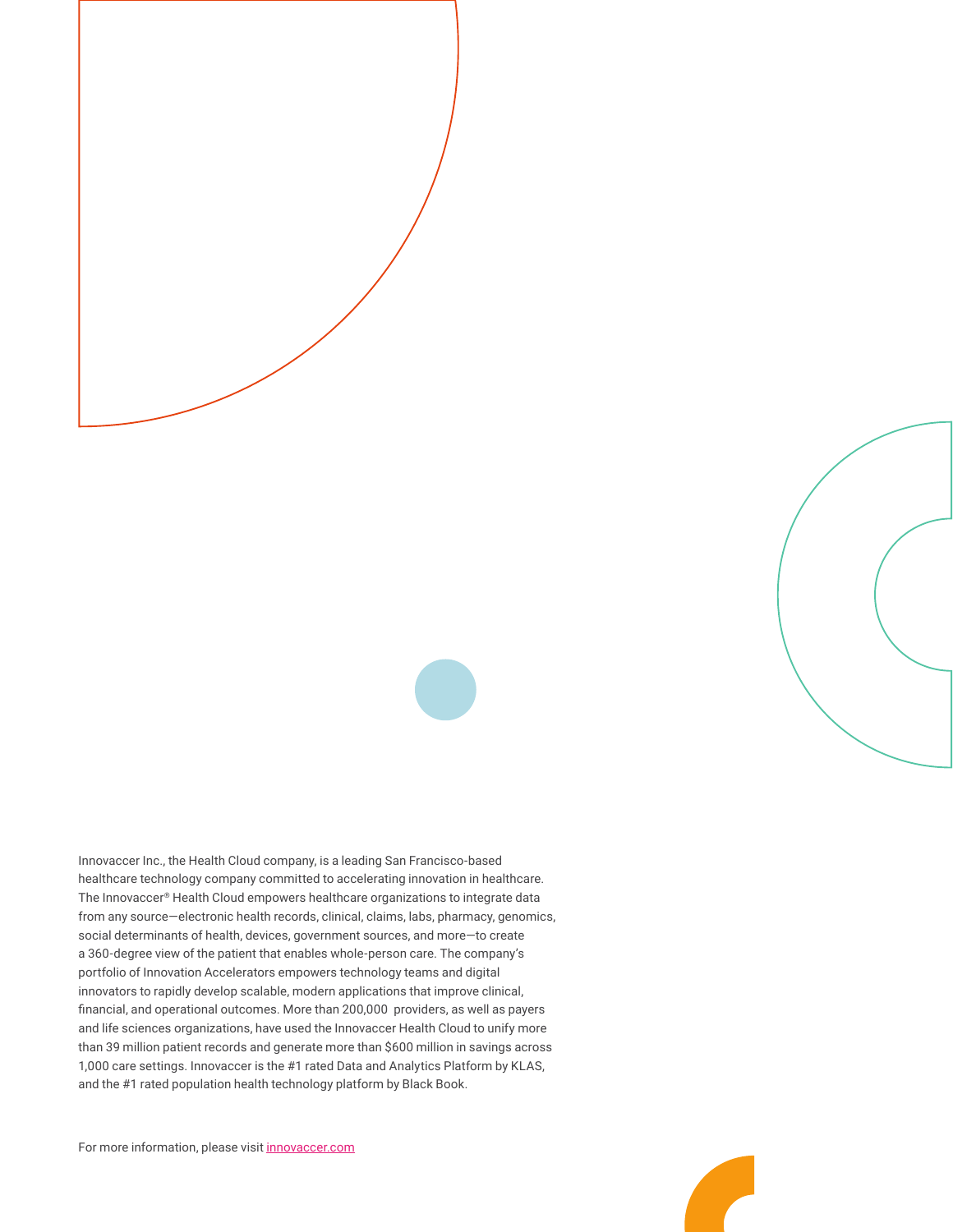Innovaccer Inc., the Health Cloud company, is a leading San Francisco-based healthcare technology company committed to accelerating innovation in healthcare. The Innovaccer® Health Cloud empowers healthcare organizations to integrate data from any source—electronic health records, clinical, claims, labs, pharmacy, genomics, social determinants of health, devices, government sources, and more—to create a 360-degree view of the patient that enables whole-person care. The company's portfolio of Innovation Accelerators empowers technology teams and digital innovators to rapidly develop scalable, modern applications that improve clinical, financial, and operational outcomes. More than 200,000 providers, as well as payers and life sciences organizations, have used the Innovaccer Health Cloud to unify more than 39 million patient records and generate more than $600 million in savings across 1,000 care settings. Innovaccer is the #1 rated Data and Analytics Platform by KLAS, and the #1 rated population health technology platform by Black Book.

For more information, please visit innovaccer.com